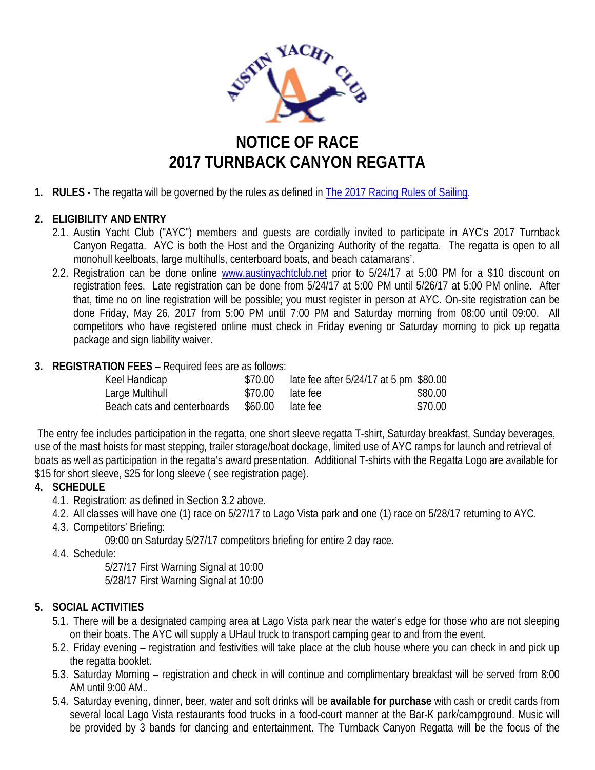# NOTICE OF RACE
# 2017 TURNBACK CANYON REGATTA

1. **RULES** - The regatta will be governed by the rules as defined in [The 2017 Racing Rules of Sailing](#).

2. **ELIGIBILITY AND ENTRY**
   2.1. Austin Yacht Club ("AYC") members and guests are cordially invited to participate in AYC's 2017 Turnback Canyon Regatta. AYC is both the Host and the Organizing Authority of the regatta. The regatta is open to all monohull keelboats, large multihulls, centerboard boats, and beach catamarans'.
   2.2. Registration can be done online www.austinyachtclub.net prior to 5/24/17 at 5:00 PM for a $10 discount on registration fees. Late registration can be done from 5/24/17 at 5:00 PM until 5/26/17 at 5:00 PM online. After that, time no on line registration will be possible; you must register in person at AYC. On-site registration can be done Friday, May 26, 2017 from 5:00 PM until 7:00 PM and Saturday morning from 08:00 until 09:00. All competitors who have registered online must check in Friday evening or Saturday morning to pick up regatta package and sign liability waiver.

3. **REGISTRATION FEES** – Required fees are as follows:

| | | | |
|---|---|---|---|
| Keel Handicap | $70.00 | late fee after 5/24/17 at 5 pm | $80.00 |
| Large Multihull | $70.00 | late fee | $80.00 |
| Beach cats and centerboards | $60.00 | late fee | $70.00 |

The entry fee includes participation in the regatta, one short sleeve regatta T-shirt, Saturday breakfast, Sunday beverages, use of the mast hoists for mast stepping, trailer storage/boat dockage, limited use of AYC ramps for launch and retrieval of boats as well as participation in the regatta's award presentation. Additional T-shirts with the Regatta Logo are available for $15 for short sleeve, $25 for long sleeve ( see registration page).

4. **SCHEDULE**
   4.1. Registration: as defined in Section 3.2 above.
   4.2. All classes will have one (1) race on 5/27/17 to Lago Vista park and one (1) race on 5/28/17 returning to AYC.
   4.3. Competitors' Briefing:
   09:00 on Saturday 5/27/17 competitors briefing for entire 2 day race.
   4.4. Schedule:
   5/27/17 First Warning Signal at 10:00
   5/28/17 First Warning Signal at 10:00

5. **SOCIAL ACTIVITIES**
   5.1. There will be a designated camping area at Lago Vista park near the water's edge for those who are not sleeping on their boats. The AYC will supply a UHaul truck to transport camping gear to and from the event.
   5.2. Friday evening – registration and festivities will take place at the club house where you can check in and pick up the regatta booklet.
   5.3. Saturday Morning – registration and check in will continue and complimentary breakfast will be served from 8:00 AM until 9:00 AM..
   5.4. Saturday evening, dinner, beer, water and soft drinks will be **available for purchase** with cash or credit cards from several local Lago Vista restaurants food trucks in a food-court manner at the Bar-K park/campground. Music will be provided by 3 bands for dancing and entertainment. The Turnback Canyon Regatta will be the focus of the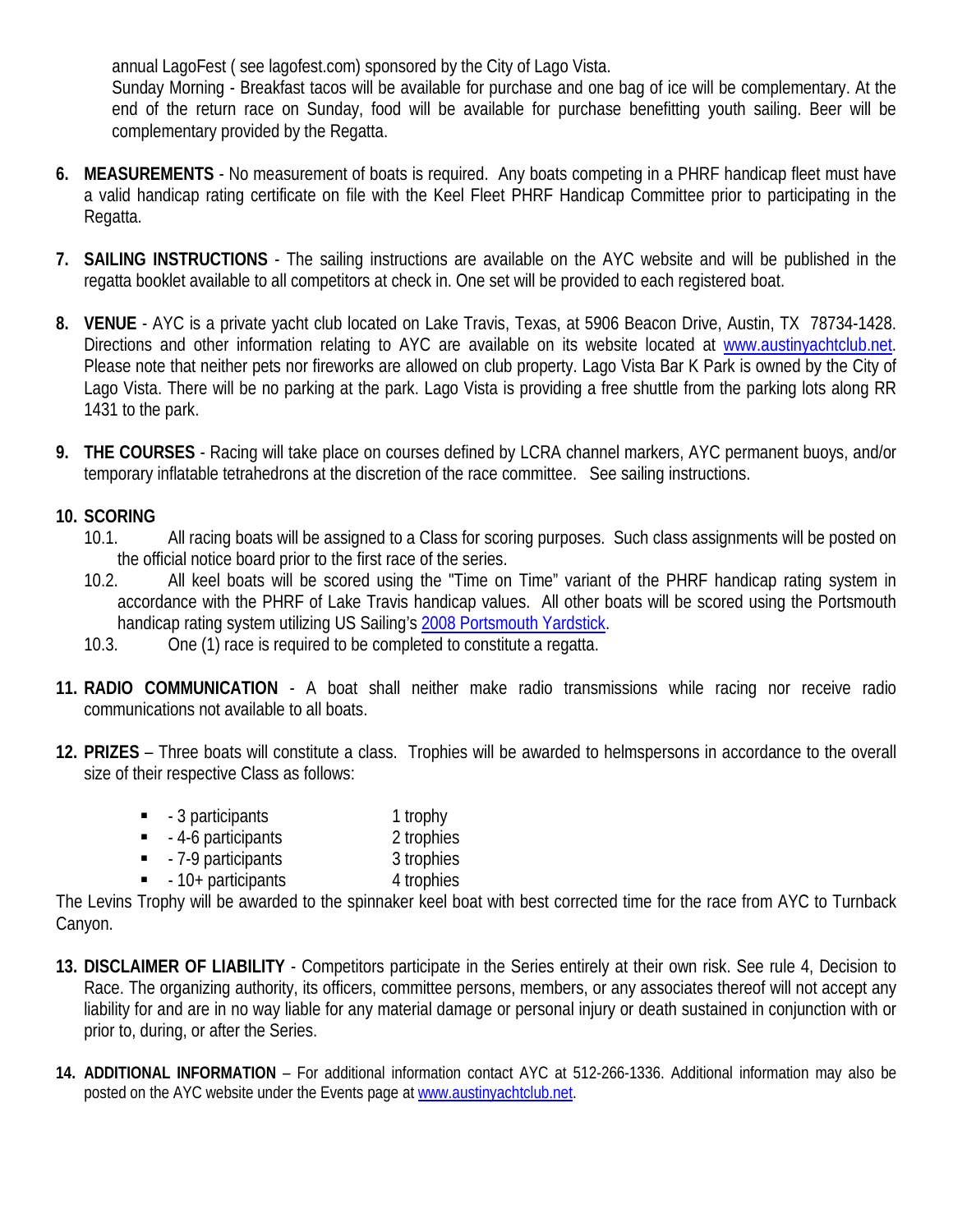annual LagoFest ( see lagofest.com) sponsored by the City of Lago Vista.

Sunday Morning - Breakfast tacos will be available for purchase and one bag of ice will be complementary. At the end of the return race on Sunday, food will be available for purchase benefitting youth sailing. Beer will be complementary provided by the Regatta.

6. **MEASUREMENTS** - No measurement of boats is required. Any boats competing in a PHRF handicap fleet must have a valid handicap rating certificate on file with the Keel Fleet PHRF Handicap Committee prior to participating in the Regatta.

7. **SAILING INSTRUCTIONS** - The sailing instructions are available on the AYC website and will be published in the regatta booklet available to all competitors at check in. One set will be provided to each registered boat.

8. **VENUE** - AYC is a private yacht club located on Lake Travis, Texas, at 5906 Beacon Drive, Austin, TX 78734-1428. Directions and other information relating to AYC are available on its website located at [www.austinyachtclub.net](www.austinyachtclub.net). Please note that neither pets nor fireworks are allowed on club property. Lago Vista Bar K Park is owned by the City of Lago Vista. There will be no parking at the park. Lago Vista is providing a free shuttle from the parking lots along RR 1431 to the park.

9. **THE COURSES** - Racing will take place on courses defined by LCRA channel markers, AYC permanent buoys, and/or temporary inflatable tetrahedrons at the discretion of the race committee. See sailing instructions.

10. **SCORING**
    - 10.1. All racing boats will be assigned to a Class for scoring purposes. Such class assignments will be posted on the official notice board prior to the first race of the series.
    - 10.2. All keel boats will be scored using the "Time on Time" variant of the PHRF handicap rating system in accordance with the PHRF of Lake Travis handicap values. All other boats will be scored using the Portsmouth handicap rating system utilizing US Sailing's 2008 Portsmouth Yardstick.
    - 10.3. One (1) race is required to be completed to constitute a regatta.

11. **RADIO COMMUNICATION** - A boat shall neither make radio transmissions while racing nor receive radio communications not available to all boats.

12. **PRIZES** – Three boats will constitute a class. Trophies will be awarded to helmspersons in accordance to the overall size of their respective Class as follows:

    - - 3 participants — 1 trophy
    - - 4-6 participants — 2 trophies
    - - 7-9 participants — 3 trophies
    - - 10+ participants — 4 trophies

The Levins Trophy will be awarded to the spinnaker keel boat with best corrected time for the race from AYC to Turnback Canyon.

13. **DISCLAIMER OF LIABILITY** - Competitors participate in the Series entirely at their own risk. See rule 4, Decision to Race. The organizing authority, its officers, committee persons, members, or any associates thereof will not accept any liability for and are in no way liable for any material damage or personal injury or death sustained in conjunction with or prior to, during, or after the Series.

14. **ADDITIONAL INFORMATION** – For additional information contact AYC at 512-266-1336. Additional information may also be posted on the AYC website under the Events page at [www.austinyachtclub.net](www.austinyachtclub.net).